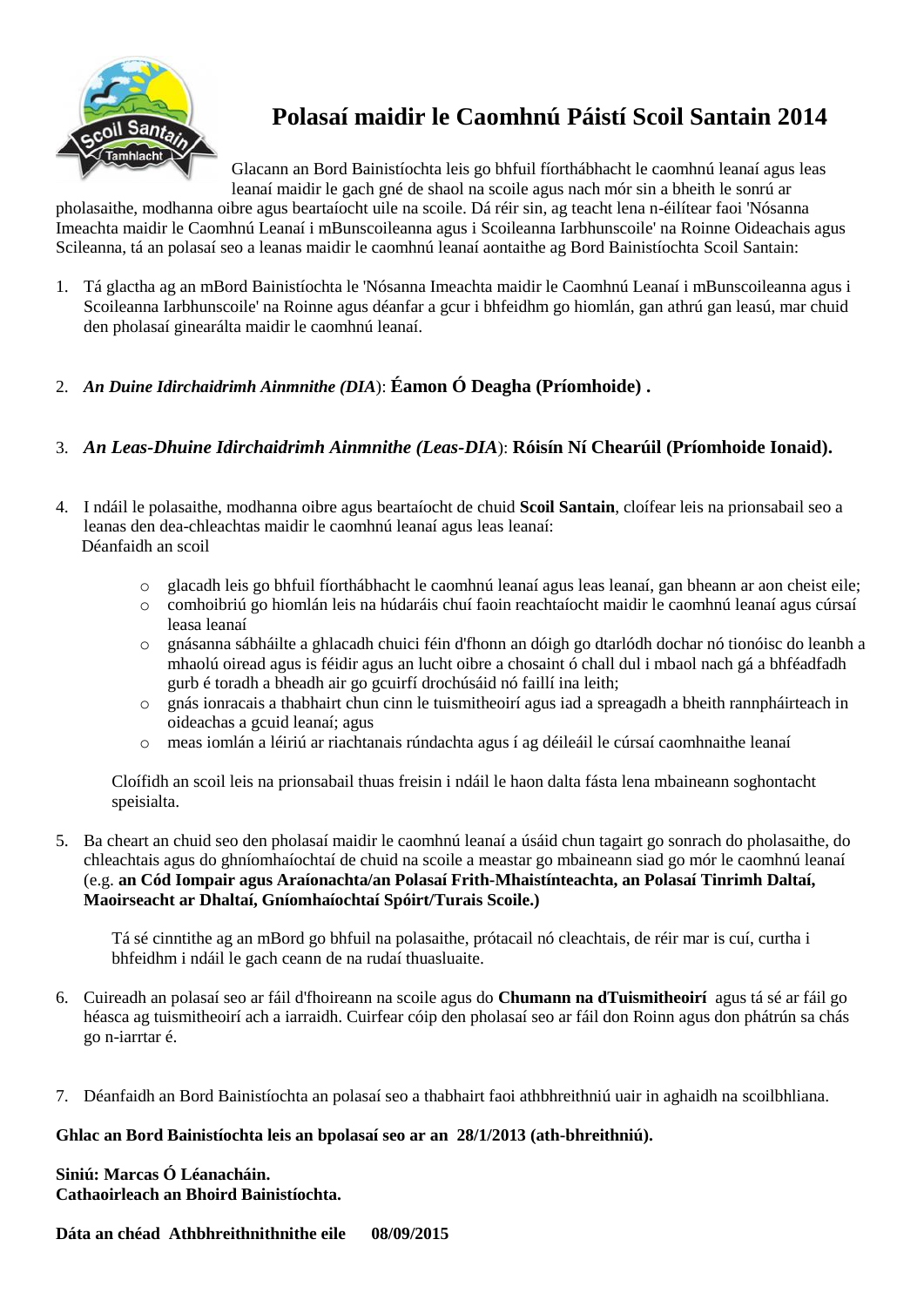# Polasaí maidir le Caomhnú Páistí Scoil Santain 2014

Glacann an Bord Bainistíochta leis go bhfuil fíorthábhacht le caomhnú leanaí agus leas leanaí maidir le gach gné de shaol na scoile agus nach mór sin a bheith le sonrú ar pholasaithe, modhanna oibre agus beartaíocht uile na scoile. Dá réir sin, ag teacht lena n-éilítear faoi 'Nósanna Imeachta maidir le Caomhnú Leanaí i mBunscoileanna agus i Scoileanna Iarbhunscoile' na Roinne Oideachais agus Scileanna, tá an polasaí seo a leanas maidir le caomhnú leanaí aontaithe ag Bord Bainistíochta Scoil Santain:

1. Tá glactha ag an mBord Bainistíochta le 'Nósanna Imeachta maidir le Caomhnú Leanaí i mBunscoileanna agus i Scoileanna Iarbhunscoile' na Roinne agus déanfar a gcur i bhfeidhm go hiomlán, gan athrú gan leasú, mar chuid den pholasaí ginearálta maidir le caomhnú leanaí.

2. *An Duine Idirchaidrimh Ainmnithe (DIA)*: **Éamon Ó Deagha (Príomhoide) .**

3. *An Leas-Dhuine Idirchaidrimh Ainmnithe (Leas-DIA)*: **Róisín Ní Chearúil (Príomhoide Ionaid).**

4. I ndáil le polasaithe, modhanna oibre agus beartaíocht de chuid **Scoil Santain**, cloífear leis na prionsabail seo a leanas den dea-chleachtas maidir le caomhnú leanaí agus leas leanaí:
   Déanfaidh an scoil

   - glacadh leis go bhfuil fíorthábhacht le caomhnú leanaí agus leas leanaí, gan bheann ar aon cheist eile;
   - comhoibriú go hiomlán leis na húdaráis chuí faoin reachtaíocht maidir le caomhnú leanaí agus cúrsaí leasa leanaí
   - gnásanna sábháilte a ghlacadh chuici féin d'fhonn an dóigh go dtarlódh dochar nó tionóisc do leanbh a mhaolú oiread agus is féidir agus an lucht oibre a chosaint ó chall dul i mbaol nach gá a bhféadfadh gurb é toradh a bheadh air go gcuirfí drochúsáid nó faillí ina leith;
   - gnás ionracais a thabhairt chun cinn le tuismitheoirí agus iad a spreagadh a bheith rannpháirteach in oideachas a gcuid leanaí; agus
   - meas iomlán a léiriú ar riachtanais rúndachta agus í ag déileáil le cúrsaí caomhnaithe leanaí

   Cloífidh an scoil leis na prionsabail thuas freisin i ndáil le haon dalta fásta lena mbaineann soghontacht speisialta.

5. Ba cheart an chuid seo den pholasaí maidir le caomhnú leanaí a úsáid chun tagairt go sonrach do pholasaithe, do chleachtais agus do ghníomhaíochtaí de chuid na scoile a meastar go mbaineann siad go mór le caomhnú leanaí (e.g. **an Cód Iompair agus Araíonachta/an Polasaí Frith-Mhaistínteachta, an Polasaí Tinrimh Daltaí, Maoirseacht ar Dhaltaí, Gníomhaíochtaí Spóirt/Turais Scoile.)**

   Tá sé cinntithe ag an mBord go bhfuil na polasaithe, prótacail nó cleachtais, de réir mar is cuí, curtha i bhfeidhm i ndáil le gach ceann de na rudaí thuasluaite.

6. Cuireadh an polasaí seo ar fáil d'fhoireann na scoile agus do **Chumann na dTuismitheoirí** agus tá sé ar fáil go héasca ag tuismitheoirí ach a iarraidh. Cuirfear cóip den pholasaí seo ar fáil don Roinn agus don phátrún sa chás go n-iarrtar é.

7. Déanfaidh an Bord Bainistíochta an polasaí seo a thabhairt faoi athbhreithniú uair in aghaidh na scoilbhliana.

**Ghlac an Bord Bainistíochta leis an bpolasaí seo ar an 28/1/2013 (ath-bhreithniú).**

**Siniú: Marcas Ó Léanacháin.**
**Cathaoirleach an Bhoird Bainistíochta.**

**Dáta an chéad Athbhreithnithnithe eile 08/09/2015**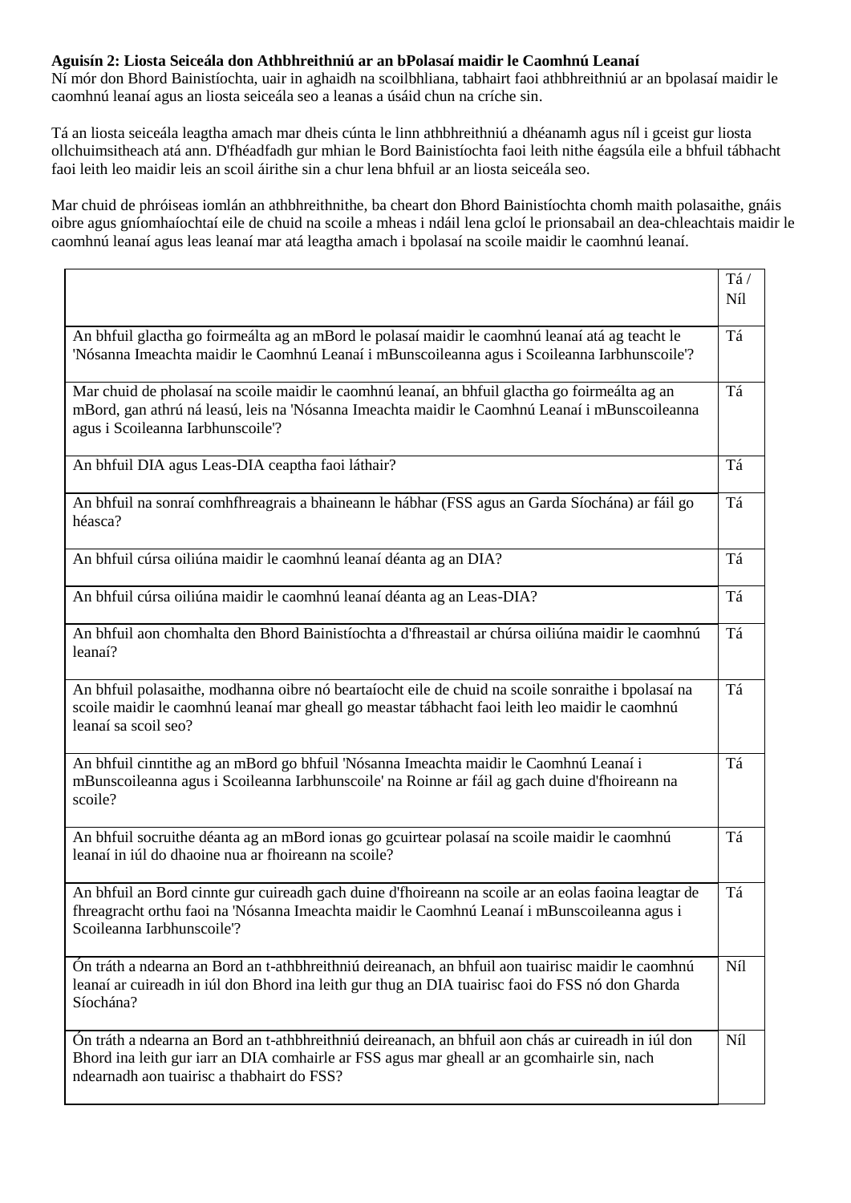**Aguisín 2: Liosta Seiceála don Athbhreithniú ar an bPolasaí maidir le Caomhnú Leanaí**

Ní mór don Bhord Bainistíochta, uair in aghaidh na scoilbhliana, tabhairt faoi athbhreithniú ar an bpolasaí maidir le caomhnú leanaí agus an liosta seiceála seo a leanas a úsáid chun na críche sin.

Tá an liosta seiceála leagtha amach mar dheis cúnta le linn athbhreithniú a dhéanamh agus níl i gceist gur liosta ollchuimsitheach atá ann. D'fhéadfadh gur mhian le Bord Bainistíochta faoi leith nithe éagsúla eile a bhfuil tábhacht faoi leith leo maidir leis an scoil áirithe sin a chur lena bhfuil ar an liosta seiceála seo.

Mar chuid de phróiseas iomlán an athbhreithnithe, ba cheart don Bhord Bainistíochta chomh maith polasaithe, gnáis oibre agus gníomhaíochtaí eile de chuid na scoile a mheas i ndáil lena gcloí le prionsabail an dea-chleachtais maidir le caomhnú leanaí agus leas leanaí mar atá leagtha amach i bpolasaí na scoile maidir le caomhnú leanaí.

| | Tá / Níl |
|---|---|
| An bhfuil glactha go foirmeálta ag an mBord le polasaí maidir le caomhnú leanaí atá ag teacht le 'Nósanna Imeachta maidir le Caomhnú Leanaí i mBunscoileanna agus i Scoileanna Iarbhunscoile'? | Tá |
| Mar chuid de pholasaí na scoile maidir le caomhnú leanaí, an bhfuil glactha go foirmeálta ag an mBord, gan athrú ná leasú, leis na 'Nósanna Imeachta maidir le Caomhnú Leanaí i mBunscoileanna agus i Scoileanna Iarbhunscoile'? | Tá |
| An bhfuil DIA agus Leas-DIA ceaptha faoi láthair? | Tá |
| An bhfuil na sonraí comhfhreagrais a bhaineann le hábhar (FSS agus an Garda Síochána) ar fáil go héasca? | Tá |
| An bhfuil cúrsa oiliúna maidir le caomhnú leanaí déanta ag an DIA? | Tá |
| An bhfuil cúrsa oiliúna maidir le caomhnú leanaí déanta ag an Leas-DIA? | Tá |
| An bhfuil aon chomhalta den Bhord Bainistíochta a d'fhreastail ar chúrsa oiliúna maidir le caomhnú leanaí? | Tá |
| An bhfuil polasaithe, modhanna oibre nó beartaíocht eile de chuid na scoile sonraithe i bpolasaí na scoile maidir le caomhnú leanaí mar gheall go meastar tábhacht faoi leith leo maidir le caomhnú leanaí sa scoil seo? | Tá |
| An bhfuil cinntithe ag an mBord go bhfuil 'Nósanna Imeachta maidir le Caomhnú Leanaí i mBunscoileanna agus i Scoileanna Iarbhunscoile' na Roinne ar fáil ag gach duine d'fhoireann na scoile? | Tá |
| An bhfuil socruithe déanta ag an mBord ionas go gcuirtear polasaí na scoile maidir le caomhnú leanaí in iúl do dhaoine nua ar fhoireann na scoile? | Tá |
| An bhfuil an Bord cinnte gur cuireadh gach duine d'fhoireann na scoile ar an eolas faoina leagtar de fhreagracht orthu faoi na 'Nósanna Imeachta maidir le Caomhnú Leanaí i mBunscoileanna agus i Scoileanna Iarbhunscoile'? | Tá |
| Ón tráth a ndearna an Bord an t-athbhreithniú deireanach, an bhfuil aon tuairisc maidir le caomhnú leanaí ar cuireadh in iúl don Bhord ina leith gur thug an DIA tuairisc faoi do FSS nó don Gharda Síochána? | Níl |
| Ón tráth a ndearna an Bord an t-athbhreithniú deireanach, an bhfuil aon chás ar cuireadh in iúl don Bhord ina leith gur iarr an DIA comhairle ar FSS agus mar gheall ar an gcomhairle sin, nach ndearnadh aon tuairisc a thabhairt do FSS? | Níl |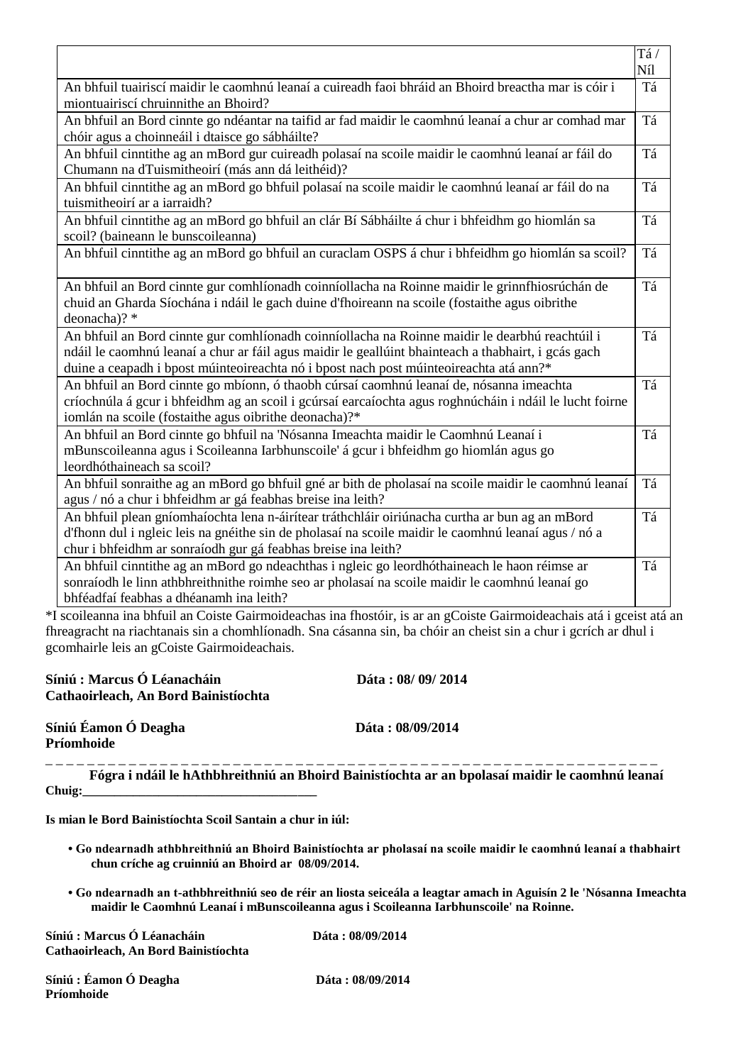| | Tá / Níl |
|---|---|
| An bhfuil tuairiscí maidir le caomhnú leanaí a cuireadh faoi bhráid an Bhoird breactha mar is cóir i miontuairiscí chruinnithe an Bhoird? | Tá |
| An bhfuil an Bord cinnte go ndéantar na taifid ar fad maidir le caomhnú leanaí a chur ar comhad mar chóir agus a choinneáil i dtaisce go sábháilte? | Tá |
| An bhfuil cinntithe ag an mBord gur cuireadh polasaí na scoile maidir le caomhnú leanaí ar fáil do Chumann na dTuismitheoirí (más ann dá leithéid)? | Tá |
| An bhfuil cinntithe ag an mBord go bhfuil polasaí na scoile maidir le caomhnú leanaí ar fáil do na tuismitheoirí ar a iarraidh? | Tá |
| An bhfuil cinntithe ag an mBord go bhfuil an clár Bí Sábháilte á chur i bhfeidhm go hiomlán sa scoil? (baineann le bunscoileanna) | Tá |
| An bhfuil cinntithe ag an mBord go bhfuil an curaclam OSPS á chur i bhfeidhm go hiomlán sa scoil? | Tá |
| An bhfuil an Bord cinnte gur comhlíonadh coinníollacha na Roinne maidir le grinnfhiosrúchán de chuid an Gharda Síochána i ndáil le gach duine d'fhoireann na scoile (fostaithe agus oibrithe deonacha)? * | Tá |
| An bhfuil an Bord cinnte gur comhlíonadh coinníollacha na Roinne maidir le dearbhú reachtúil i ndáil le caomhnú leanaí a chur ar fáil agus maidir le geallúint bhainteach a thabhairt, i gcás gach duine a ceapadh i bpost múinteoireachta nó i bpost nach post múinteoireachta atá ann?* | Tá |
| An bhfuil an Bord cinnte go mbíonn, ó thaobh cúrsaí caomhnú leanaí de, nósanna imeachta críochnúla á gcur i bhfeidhm ag an scoil i gcúrsaí earcaíochta agus roghnúcháin i ndáil le lucht foirne iomlán na scoile (fostaithe agus oibrithe deonacha)?* | Tá |
| An bhfuil an Bord cinnte go bhfuil na 'Nósanna Imeachta maidir le Caomhnú Leanaí i mBunscoileanna agus i Scoileanna Iarbhunscoile' á gcur i bhfeidhm go hiomlán agus go leordhóthaineach sa scoil? | Tá |
| An bhfuil sonraithe ag an mBord go bhfuil gné ar bith de pholasaí na scoile maidir le caomhnú leanaí agus / nó a chur i bhfeidhm ar gá feabhas breise ina leith? | Tá |
| An bhfuil plean gníomhaíochta lena n-áirítear tráthchláir oiriúnacha curtha ar bun ag an mBord d'fhonn dul i ngleic leis na gnéithe sin de pholasaí na scoile maidir le caomhnú leanaí agus / nó a chur i bhfeidhm ar sonraíodh gur gá feabhas breise ina leith? | Tá |
| An bhfuil cinntithe ag an mBord go ndeachthas i ngleic go leordhóthaineach le haon réimse ar sonraíodh le linn athbhreithnithe roimhe seo ar pholasaí na scoile maidir le caomhnú leanaí go bhféadfaí feabhas a dhéanamh ina leith? | Tá |

*I scoileanna ina bhfuil an Coiste Gairmoideachas ina fhostóir, is ar an gCoiste Gairmoideachais atá i gceist atá an fhreagracht na riachtanais sin a chomhlíonadh. Sna cásanna sin, ba chóir an cheist sin a chur i gcrích ar dhul i gcomhairle leis an gCoiste Gairmoideachais.

**Síniú : Marcus Ó Léanacháin** **Dáta : 08/ 09/ 2014**
**Cathaoirleach, An Bord Bainistíochta**

**Síniú Éamon Ó Deagha** **Dáta : 08/09/2014**
**Príomhoide**

---

**Fógra i ndáil le hAthbhreithniú an Bhoird Bainistíochta ar an bpolasaí maidir le caomhnú leanaí**

**Chuig:**___________________________________

**Is mian le Bord Bainistíochta Scoil Santain a chur in iúl:**

- **Go ndearnadh athbhreithniú an Bhoird Bainistíochta ar pholasaí na scoile maidir le caomhnú leanaí a thabhairt chun críche ag cruinniú an Bhoird ar 08/09/2014.**
- **Go ndearnadh an t-athbhreithniú seo de réir an liosta seiceála a leagtar amach in Aguisín 2 le 'Nósanna Imeachta maidir le Caomhnú Leanaí i mBunscoileanna agus i Scoileanna Iarbhunscoile' na Roinne.**

**Síniú : Marcus Ó Léanacháin** **Dáta : 08/09/2014**
**Cathaoirleach, An Bord Bainistíochta**

**Síniú : Éamon Ó Deagha** **Dáta : 08/09/2014**
**Príomhoide**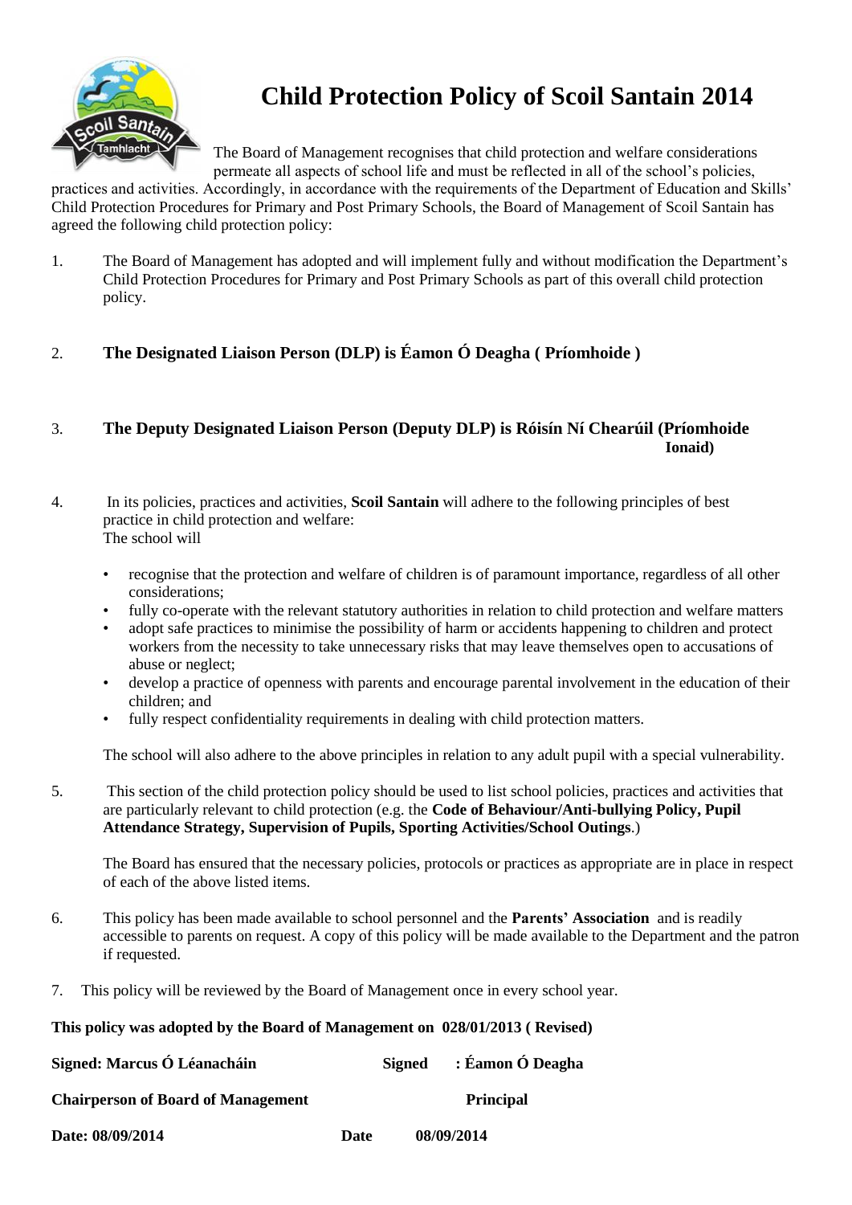# Child Protection Policy of Scoil Santain 2014

The Board of Management recognises that child protection and welfare considerations permeate all aspects of school life and must be reflected in all of the school's policies, practices and activities. Accordingly, in accordance with the requirements of the Department of Education and Skills' Child Protection Procedures for Primary and Post Primary Schools, the Board of Management of Scoil Santain has agreed the following child protection policy:

1. The Board of Management has adopted and will implement fully and without modification the Department's Child Protection Procedures for Primary and Post Primary Schools as part of this overall child protection policy.

2. **The Designated Liaison Person (DLP) is Éamon Ó Deagha ( Príomhoide )**

3. **The Deputy Designated Liaison Person (Deputy DLP) is Róisín Ní Chearúil (Príomhoide Ionaid)**

4. In its policies, practices and activities, **Scoil Santain** will adhere to the following principles of best practice in child protection and welfare:
   The school will

   - recognise that the protection and welfare of children is of paramount importance, regardless of all other considerations;
   - fully co-operate with the relevant statutory authorities in relation to child protection and welfare matters
   - adopt safe practices to minimise the possibility of harm or accidents happening to children and protect workers from the necessity to take unnecessary risks that may leave themselves open to accusations of abuse or neglect;
   - develop a practice of openness with parents and encourage parental involvement in the education of their children; and
   - fully respect confidentiality requirements in dealing with child protection matters.

   The school will also adhere to the above principles in relation to any adult pupil with a special vulnerability.

5. This section of the child protection policy should be used to list school policies, practices and activities that are particularly relevant to child protection (e.g. the **Code of Behaviour/Anti-bullying Policy, Pupil Attendance Strategy, Supervision of Pupils, Sporting Activities/School Outings**.)

   The Board has ensured that the necessary policies, protocols or practices as appropriate are in place in respect of each of the above listed items.

6. This policy has been made available to school personnel and the **Parents' Association** and is readily accessible to parents on request. A copy of this policy will be made available to the Department and the patron if requested.

7. This policy will be reviewed by the Board of Management once in every school year.

**This policy was adopted by the Board of Management on 028/01/2013 ( Revised)**

**Signed: Marcus Ó Léanacháin** **Signed : Éamon Ó Deagha**

**Chairperson of Board of Management** **Principal**

**Date: 08/09/2014** **Date 08/09/2014**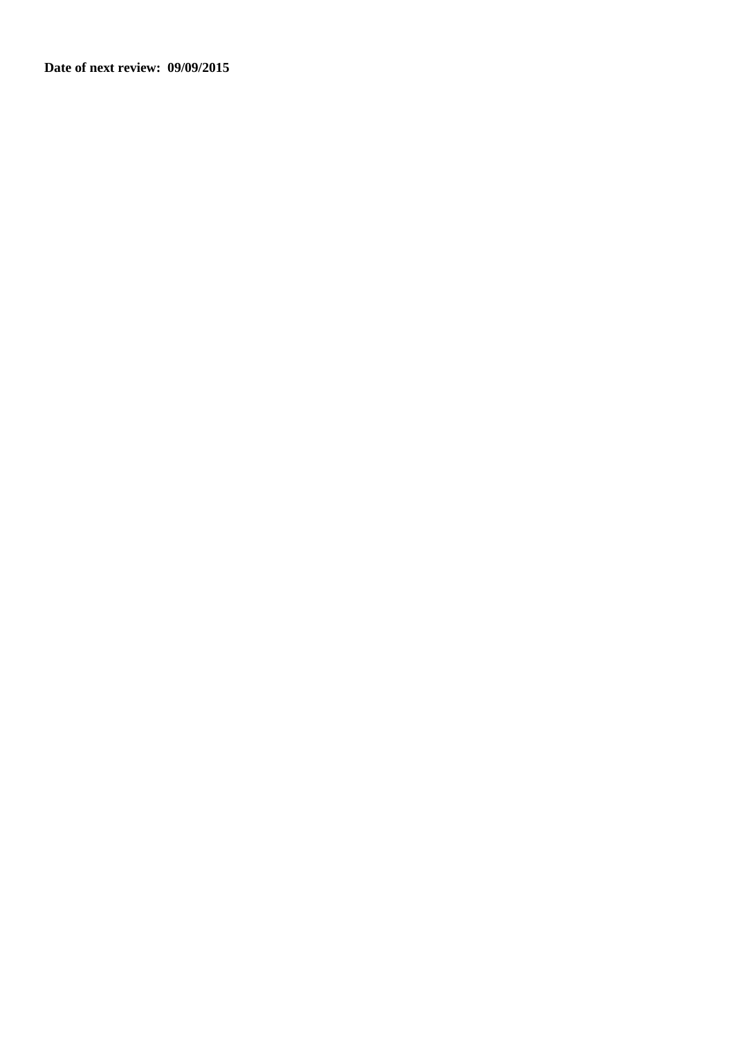**Date of next review: 09/09/2015**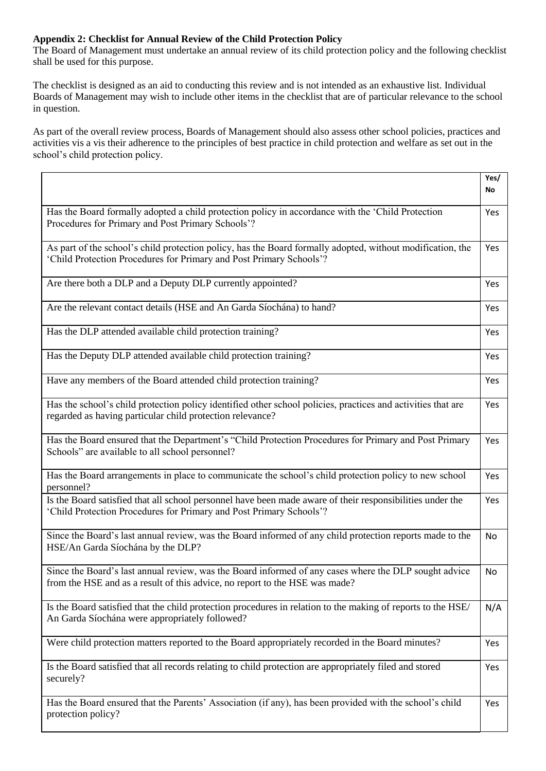**Appendix 2: Checklist for Annual Review of the Child Protection Policy**

The Board of Management must undertake an annual review of its child protection policy and the following checklist shall be used for this purpose.

The checklist is designed as an aid to conducting this review and is not intended as an exhaustive list. Individual Boards of Management may wish to include other items in the checklist that are of particular relevance to the school in question.

As part of the overall review process, Boards of Management should also assess other school policies, practices and activities vis a vis their adherence to the principles of best practice in child protection and welfare as set out in the school's child protection policy.

| | Yes/ No |
|---|---|
| Has the Board formally adopted a child protection policy in accordance with the 'Child Protection Procedures for Primary and Post Primary Schools'? | Yes |
| As part of the school's child protection policy, has the Board formally adopted, without modification, the 'Child Protection Procedures for Primary and Post Primary Schools'? | Yes |
| Are there both a DLP and a Deputy DLP currently appointed? | Yes |
| Are the relevant contact details (HSE and An Garda Síochána) to hand? | Yes |
| Has the DLP attended available child protection training? | Yes |
| Has the Deputy DLP attended available child protection training? | Yes |
| Have any members of the Board attended child protection training? | Yes |
| Has the school's child protection policy identified other school policies, practices and activities that are regarded as having particular child protection relevance? | Yes |
| Has the Board ensured that the Department's "Child Protection Procedures for Primary and Post Primary Schools" are available to all school personnel? | Yes |
| Has the Board arrangements in place to communicate the school's child protection policy to new school personnel? | Yes |
| Is the Board satisfied that all school personnel have been made aware of their responsibilities under the 'Child Protection Procedures for Primary and Post Primary Schools'? | Yes |
| Since the Board's last annual review, was the Board informed of any child protection reports made to the HSE/An Garda Síochána by the DLP? | No |
| Since the Board's last annual review, was the Board informed of any cases where the DLP sought advice from the HSE and as a result of this advice, no report to the HSE was made? | No |
| Is the Board satisfied that the child protection procedures in relation to the making of reports to the HSE/ An Garda Síochána were appropriately followed? | N/A |
| Were child protection matters reported to the Board appropriately recorded in the Board minutes? | Yes |
| Is the Board satisfied that all records relating to child protection are appropriately filed and stored securely? | Yes |
| Has the Board ensured that the Parents' Association (if any), has been provided with the school's child protection policy? | Yes |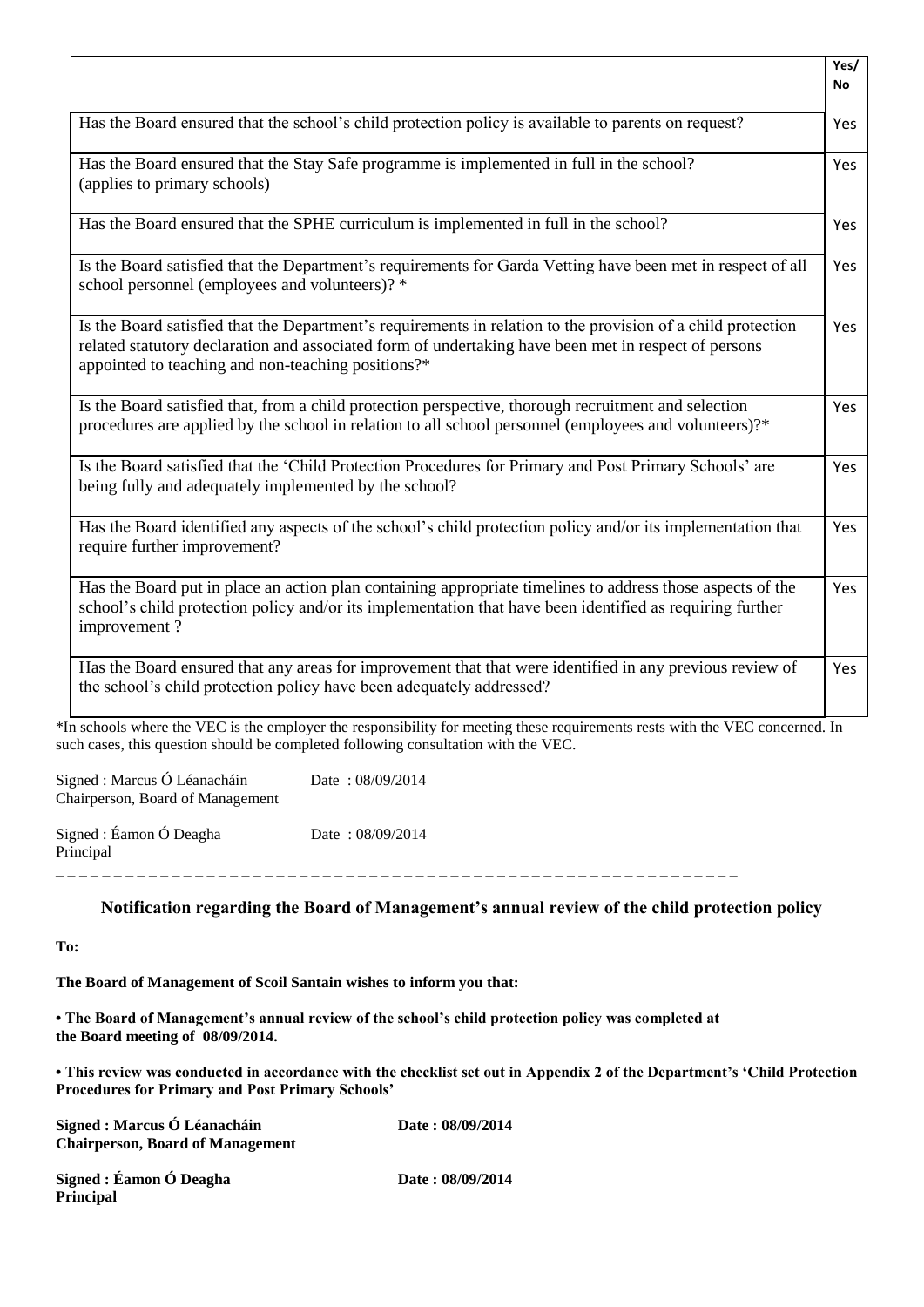| | Yes/ No |
|---|---|
| Has the Board ensured that the school's child protection policy is available to parents on request? | Yes |
| Has the Board ensured that the Stay Safe programme is implemented in full in the school? (applies to primary schools) | Yes |
| Has the Board ensured that the SPHE curriculum is implemented in full in the school? | Yes |
| Is the Board satisfied that the Department's requirements for Garda Vetting have been met in respect of all school personnel (employees and volunteers)? * | Yes |
| Is the Board satisfied that the Department's requirements in relation to the provision of a child protection related statutory declaration and associated form of undertaking have been met in respect of persons appointed to teaching and non-teaching positions?* | Yes |
| Is the Board satisfied that, from a child protection perspective, thorough recruitment and selection procedures are applied by the school in relation to all school personnel (employees and volunteers)?* | Yes |
| Is the Board satisfied that the 'Child Protection Procedures for Primary and Post Primary Schools' are being fully and adequately implemented by the school? | Yes |
| Has the Board identified any aspects of the school's child protection policy and/or its implementation that require further improvement? | Yes |
| Has the Board put in place an action plan containing appropriate timelines to address those aspects of the school's child protection policy and/or its implementation that have been identified as requiring further improvement ? | Yes |
| Has the Board ensured that any areas for improvement that that were identified in any previous review of the school's child protection policy have been adequately addressed? | Yes |

*In schools where the VEC is the employer the responsibility for meeting these requirements rests with the VEC concerned. In such cases, this question should be completed following consultation with the VEC.

Signed : Marcus Ó Léanacháin          Date : 08/09/2014
Chairperson, Board of Management

Signed : Éamon Ó Deagha          Date : 08/09/2014
Principal

---

## Notification regarding the Board of Management's annual review of the child protection policy

**To:**

**The Board of Management of Scoil Santain wishes to inform you that:**

**• The Board of Management's annual review of the school's child protection policy was completed at the Board meeting of 08/09/2014.**

**• This review was conducted in accordance with the checklist set out in Appendix 2 of the Department's 'Child Protection Procedures for Primary and Post Primary Schools'**

**Signed : Marcus Ó Léanacháin          Date : 08/09/2014**
**Chairperson, Board of Management**

**Signed : Éamon Ó Deagha          Date : 08/09/2014**
**Principal**